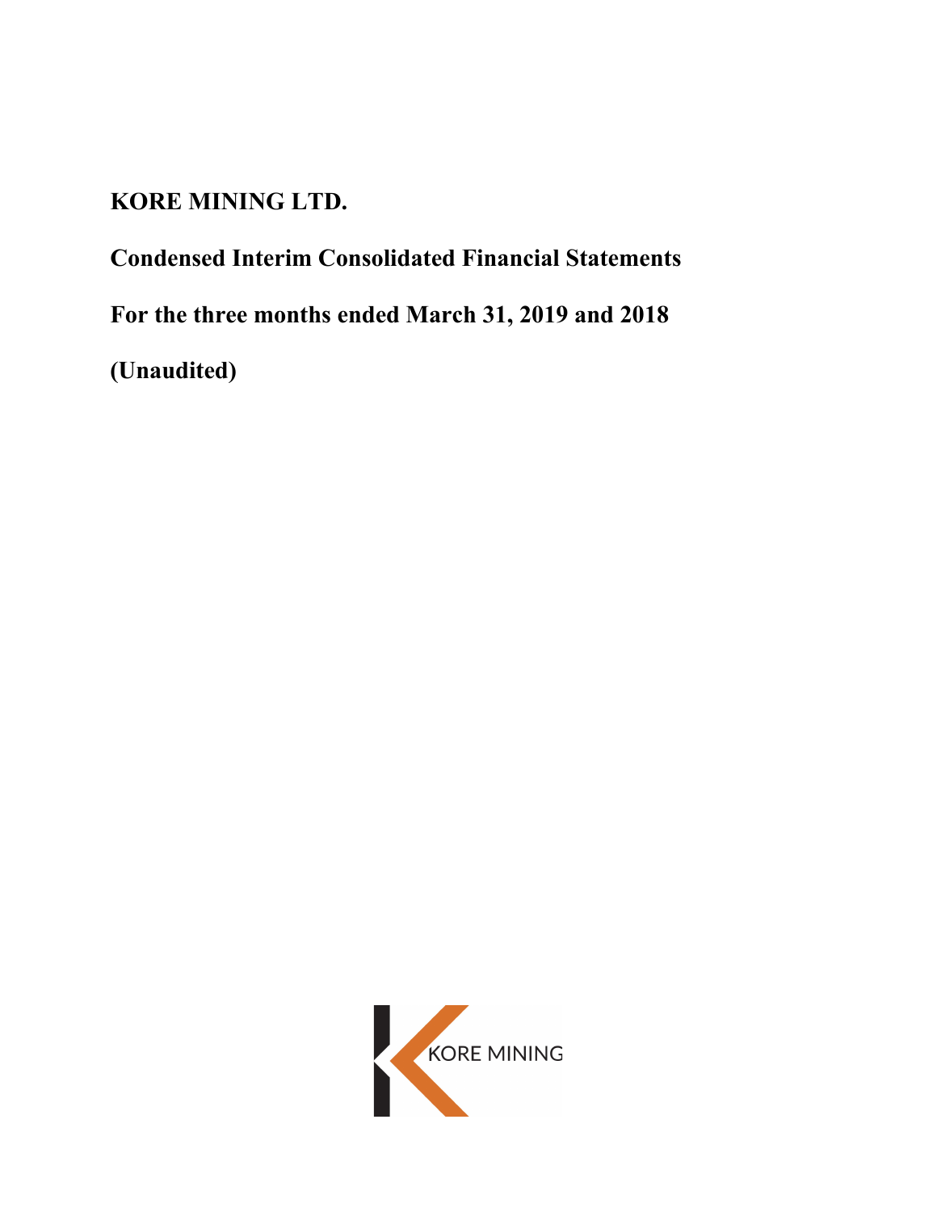# KORE MINING LTD.

## Condensed Interim Consolidated Financial Statements

## For the three months ended March 31, 2019 and 2018

## (Unaudited)

KORE MINING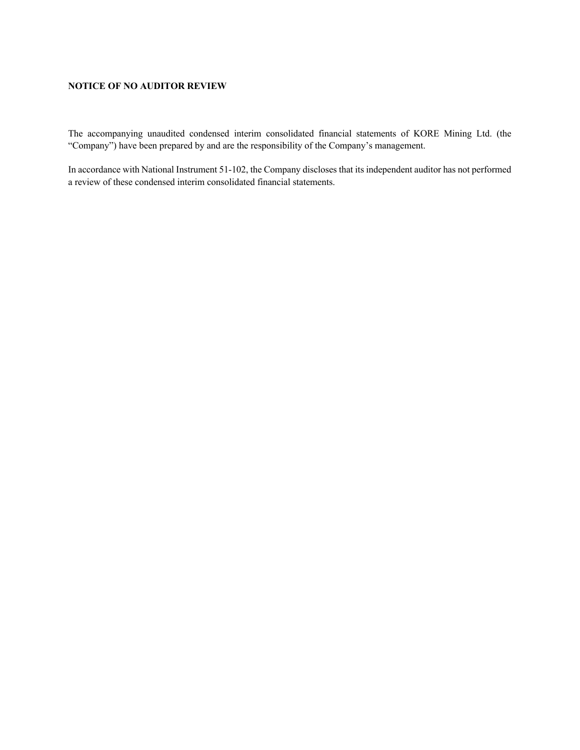**NOTICE OF NO AUDITOR REVIEW**

The accompanying unaudited condensed interim consolidated financial statements of KORE Mining Ltd. (the "Company") have been prepared by and are the responsibility of the Company's management.

In accordance with National Instrument 51-102, the Company discloses that its independent auditor has not performed a review of these condensed interim consolidated financial statements.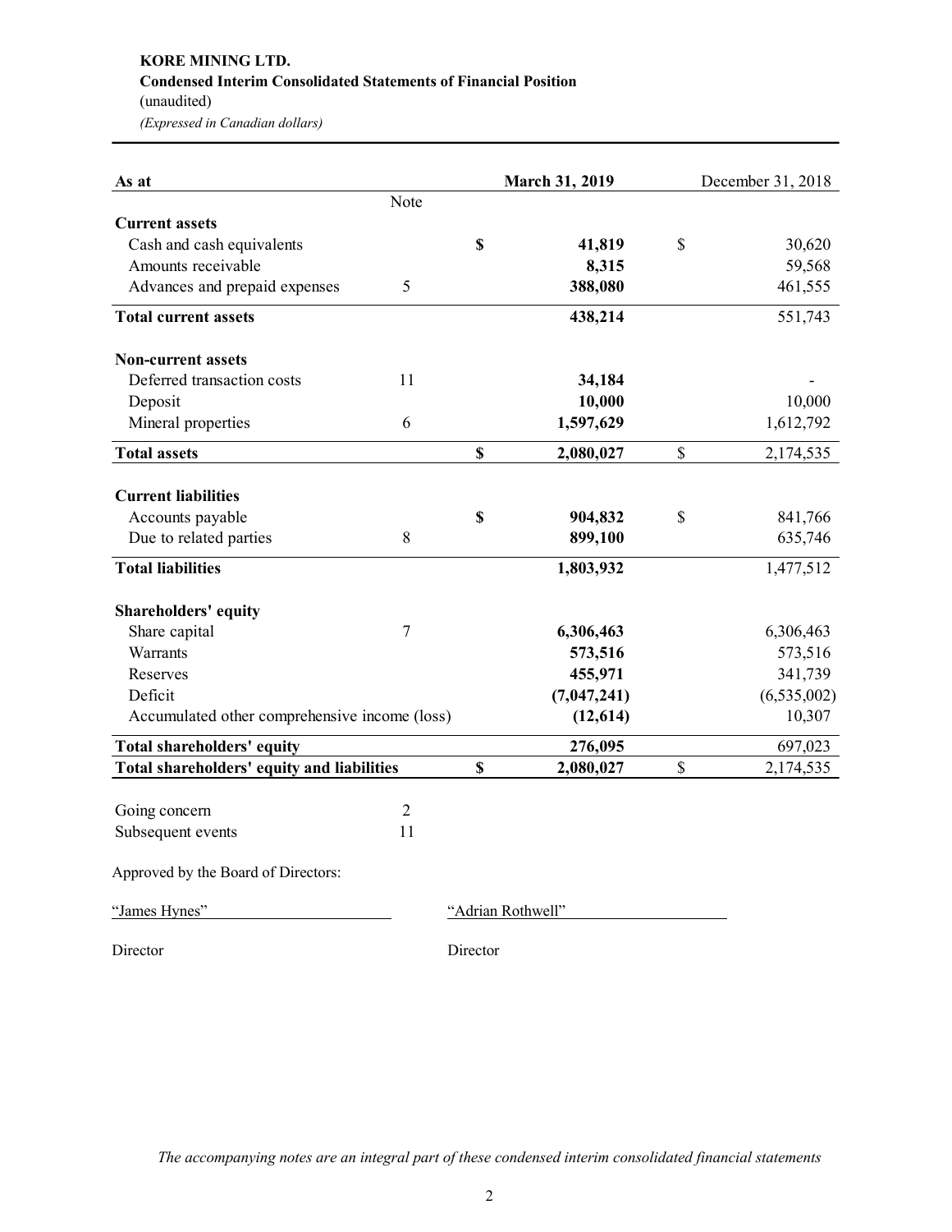**KORE MINING LTD.**
**Condensed Interim Consolidated Statements of Financial Position**
(unaudited)
*(Expressed in Canadian dollars)*

| As at | Note | March 31, 2019 | December 31, 2018 |
|---|---|---|---|
| **Current assets** | | | |
| Cash and cash equivalents | | **$ 41,819** | $ 30,620 |
| Amounts receivable | | **8,315** | 59,568 |
| Advances and prepaid expenses | 5 | **388,080** | 461,555 |
| **Total current assets** | | **438,214** | 551,743 |
| **Non-current assets** | | | |
| Deferred transaction costs | 11 | **34,184** | - |
| Deposit | | **10,000** | 10,000 |
| Mineral properties | 6 | **1,597,629** | 1,612,792 |
| **Total assets** | | **$ 2,080,027** | $ 2,174,535 |
| **Current liabilities** | | | |
| Accounts payable | | **$ 904,832** | $ 841,766 |
| Due to related parties | 8 | **899,100** | 635,746 |
| **Total liabilities** | | **1,803,932** | 1,477,512 |
| **Shareholders' equity** | | | |
| Share capital | 7 | **6,306,463** | 6,306,463 |
| Warrants | | **573,516** | 573,516 |
| Reserves | | **455,971** | 341,739 |
| Deficit | | **(7,047,241)** | (6,535,002) |
| Accumulated other comprehensive income (loss) | | **(12,614)** | 10,307 |
| **Total shareholders' equity** | | **276,095** | 697,023 |
| **Total shareholders' equity and liabilities** | | **$ 2,080,027** | $ 2,174,535 |

| | Note |
|---|---|
| Going concern | 2 |
| Subsequent events | 11 |

Approved by the Board of Directors:

"James Hynes" — Director

"Adrian Rothwell" — Director

*The accompanying notes are an integral part of these condensed interim consolidated financial statements*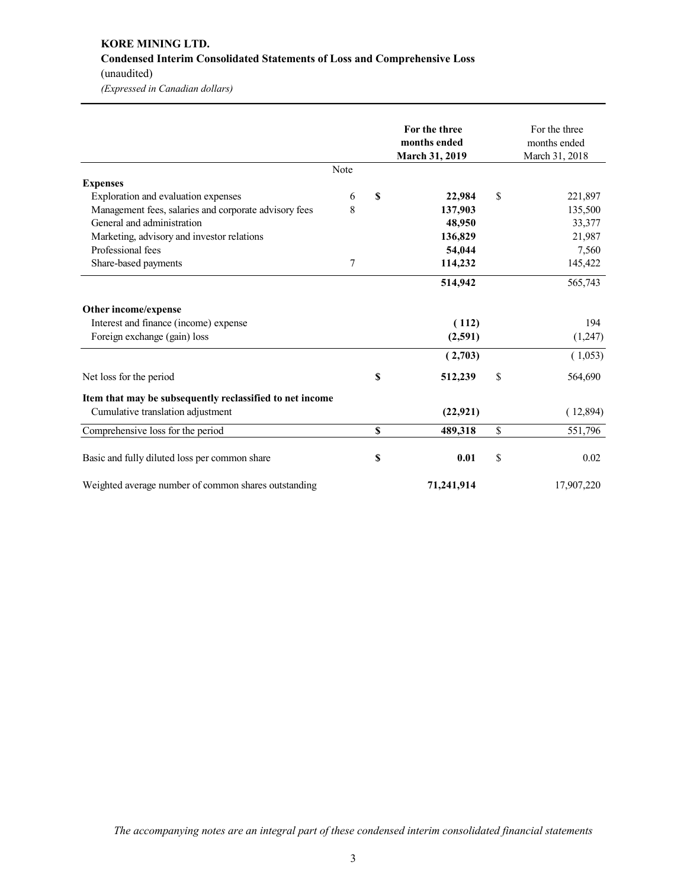**KORE MINING LTD.**
**Condensed Interim Consolidated Statements of Loss and Comprehensive Loss**
(unaudited)
*(Expressed in Canadian dollars)*

| | Note | **For the three months ended March 31, 2019** | For the three months ended March 31, 2018 |
|---|---|---|---|
| **Expenses** | | | |
| Exploration and evaluation expenses | 6 | **$ 22,984** | $ 221,897 |
| Management fees, salaries and corporate advisory fees | 8 | **137,903** | 135,500 |
| General and administration | | **48,950** | 33,377 |
| Marketing, advisory and investor relations | | **136,829** | 21,987 |
| Professional fees | | **54,044** | 7,560 |
| Share-based payments | 7 | **114,232** | 145,422 |
| | | **514,942** | 565,743 |
| **Other income/expense** | | | |
| Interest and finance (income) expense | | **( 112)** | 194 |
| Foreign exchange (gain) loss | | **(2,591)** | (1,247) |
| | | **( 2,703)** | ( 1,053) |
| Net loss for the period | | **$ 512,239** | $ 564,690 |
| **Item that may be subsequently reclassified to net income** | | | |
| Cumulative translation adjustment | | **(22,921)** | ( 12,894) |
| Comprehensive loss for the period | | **$ 489,318** | $ 551,796 |
| Basic and fully diluted loss per common share | | **$ 0.01** | $ 0.02 |
| Weighted average number of common shares outstanding | | **71,241,914** | 17,907,220 |

*The accompanying notes are an integral part of these condensed interim consolidated financial statements*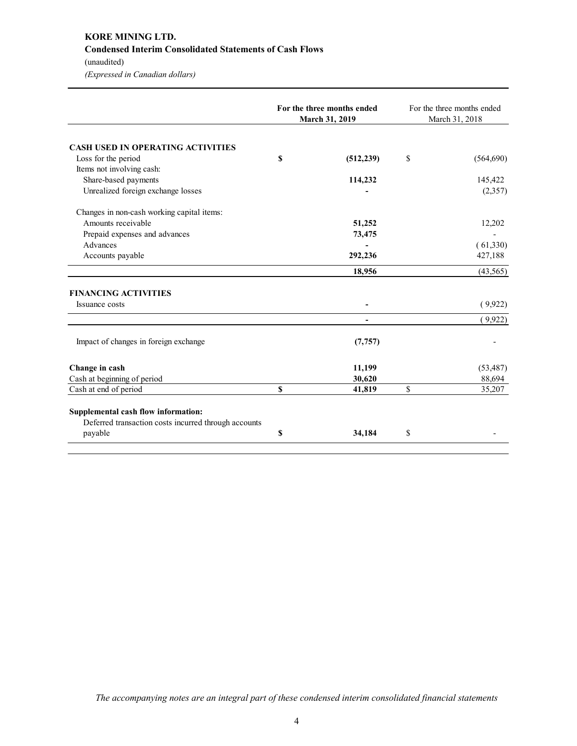**KORE MINING LTD.**
**Condensed Interim Consolidated Statements of Cash Flows**
(unaudited)
*(Expressed in Canadian dollars)*

| | **For the three months ended March 31, 2019** | For the three months ended March 31, 2018 |
|---|---|---|
| **CASH USED IN OPERATING ACTIVITIES** | | |
| Loss for the period | **$ (512,239)** | $ (564,690) |
| Items not involving cash: | | |
| Share-based payments | **114,232** | 145,422 |
| Unrealized foreign exchange losses | **-** | (2,357) |
| Changes in non-cash working capital items: | | |
| Amounts receivable | **51,252** | 12,202 |
| Prepaid expenses and advances | **73,475** | - |
| Advances | **-** | ( 61,330) |
| Accounts payable | **292,236** | 427,188 |
| | **18,956** | (43,565) |
| **FINANCING ACTIVITIES** | | |
| Issuance costs | **-** | ( 9,922) |
| | **-** | ( 9,922) |
| Impact of changes in foreign exchange | **(7,757)** | - |
| **Change in cash** | **11,199** | (53,487) |
| Cash at beginning of period | **30,620** | 88,694 |
| Cash at end of period | **$ 41,819** | $ 35,207 |
| **Supplemental cash flow information:** | | |
| Deferred transaction costs incurred through accounts payable | **$ 34,184** | $ - |

*The accompanying notes are an integral part of these condensed interim consolidated financial statements*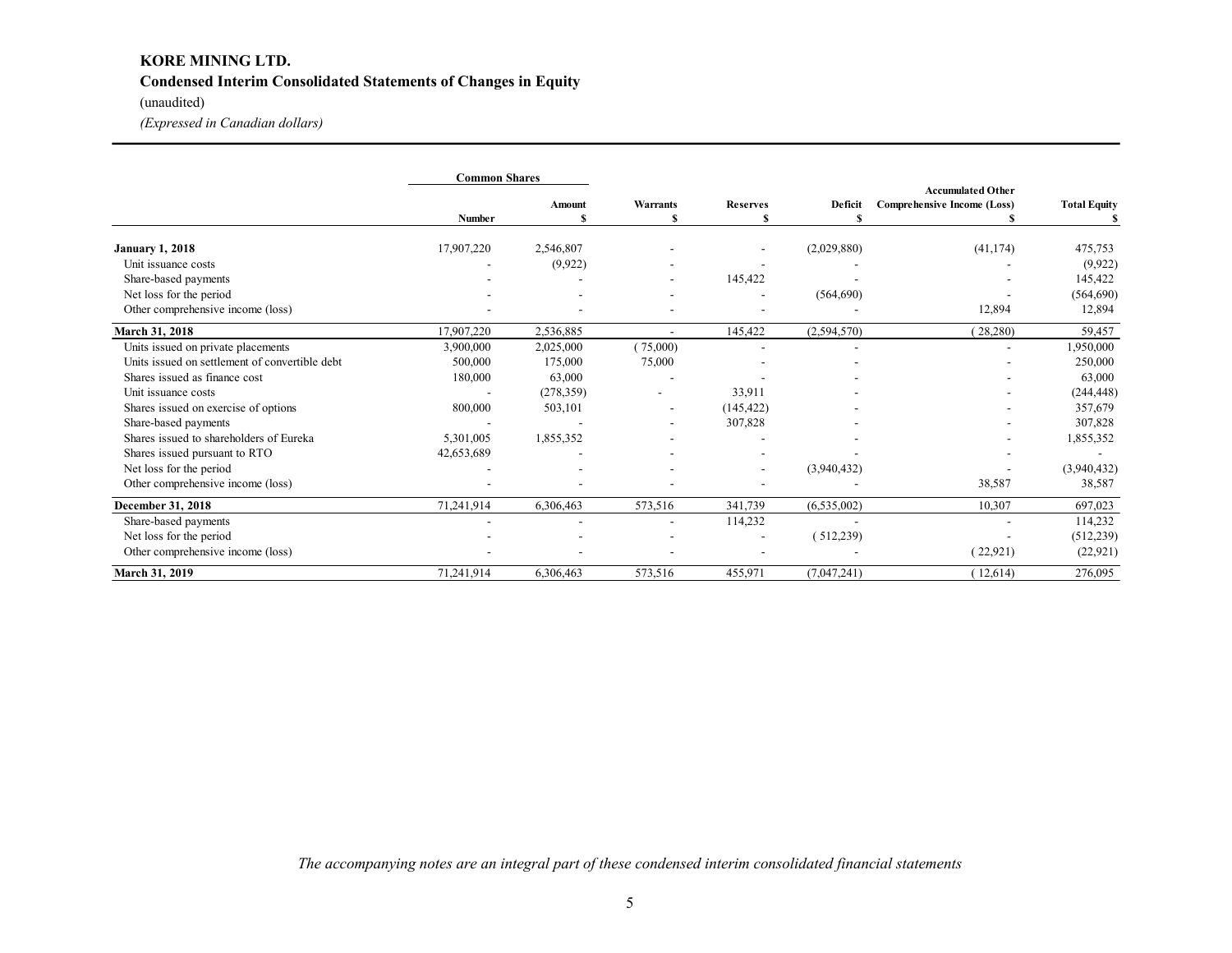**KORE MINING LTD.**

**Condensed Interim Consolidated Statements of Changes in Equity**

(unaudited)

*(Expressed in Canadian dollars)*

| | Common Shares | | | | | | |
|---|---|---|---|---|---|---|---|
| | Number | Amount $ | Warrants $ | Reserves $ | Deficit $ | Accumulated Other Comprehensive Income (Loss) $ | Total Equity $ |
| **January 1, 2018** | 17,907,220 | 2,546,807 | - | - | (2,029,880) | (41,174) | 475,753 |
| Unit issuance costs | - | (9,922) | - | - | - | - | (9,922) |
| Share-based payments | - | - | - | 145,422 | - | - | 145,422 |
| Net loss for the period | - | - | - | - | (564,690) | - | (564,690) |
| Other comprehensive income (loss) | - | - | - | - | - | 12,894 | 12,894 |
| **March 31, 2018** | 17,907,220 | 2,536,885 | - | 145,422 | (2,594,570) | (28,280) | 59,457 |
| Units issued on private placements | 3,900,000 | 2,025,000 | (75,000) | - | - | - | 1,950,000 |
| Units issued on settlement of convertible debt | 500,000 | 175,000 | 75,000 | - | - | - | 250,000 |
| Shares issued as finance cost | 180,000 | 63,000 | - | - | - | - | 63,000 |
| Unit issuance costs | - | (278,359) | - | 33,911 | - | - | (244,448) |
| Shares issued on exercise of options | 800,000 | 503,101 | - | (145,422) | - | - | 357,679 |
| Share-based payments | - | - | - | 307,828 | - | - | 307,828 |
| Shares issued to shareholders of Eureka | 5,301,005 | 1,855,352 | - | - | - | - | 1,855,352 |
| Shares issued pursuant to RTO | 42,653,689 | - | - | - | - | - | - |
| Net loss for the period | - | - | - | - | (3,940,432) | - | (3,940,432) |
| Other comprehensive income (loss) | - | - | - | - | - | 38,587 | 38,587 |
| **December 31, 2018** | 71,241,914 | 6,306,463 | 573,516 | 341,739 | (6,535,002) | 10,307 | 697,023 |
| Share-based payments | - | - | - | 114,232 | - | - | 114,232 |
| Net loss for the period | - | - | - | - | (512,239) | - | (512,239) |
| Other comprehensive income (loss) | - | - | - | - | - | (22,921) | (22,921) |
| **March 31, 2019** | 71,241,914 | 6,306,463 | 573,516 | 455,971 | (7,047,241) | (12,614) | 276,095 |

*The accompanying notes are an integral part of these condensed interim consolidated financial statements*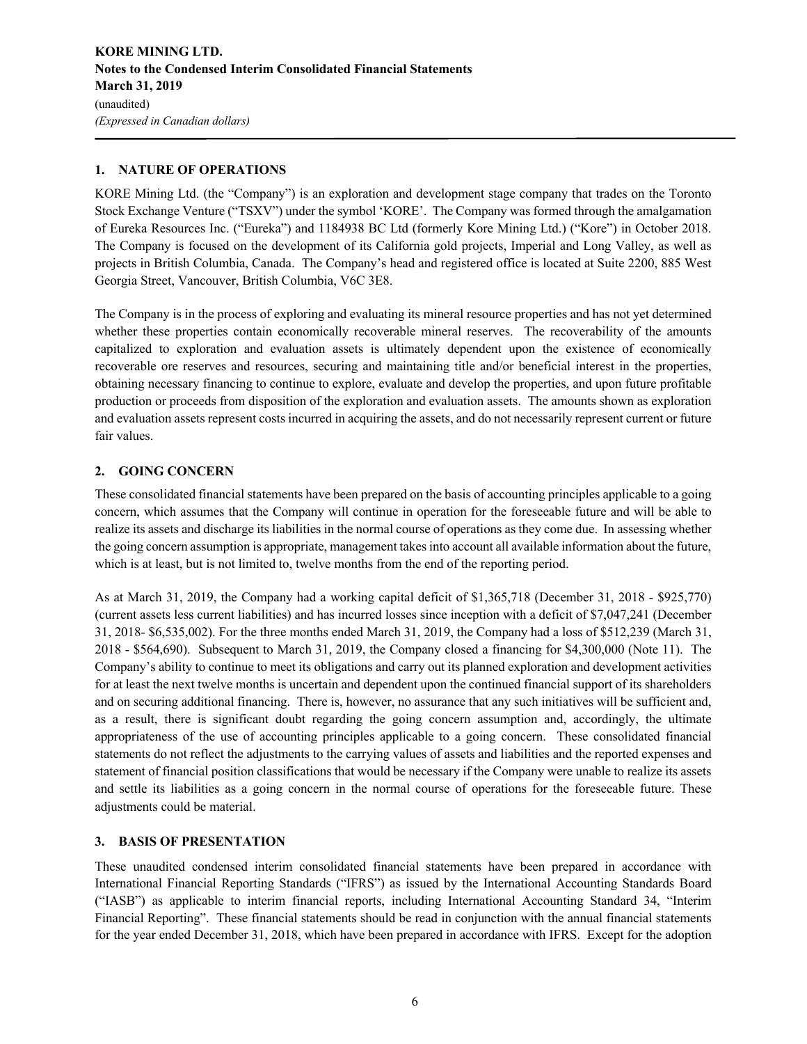## 1. NATURE OF OPERATIONS

KORE Mining Ltd. (the "Company") is an exploration and development stage company that trades on the Toronto Stock Exchange Venture ("TSXV") under the symbol 'KORE'. The Company was formed through the amalgamation of Eureka Resources Inc. ("Eureka") and 1184938 BC Ltd (formerly Kore Mining Ltd.) ("Kore") in October 2018. The Company is focused on the development of its California gold projects, Imperial and Long Valley, as well as projects in British Columbia, Canada. The Company's head and registered office is located at Suite 2200, 885 West Georgia Street, Vancouver, British Columbia, V6C 3E8.

The Company is in the process of exploring and evaluating its mineral resource properties and has not yet determined whether these properties contain economically recoverable mineral reserves. The recoverability of the amounts capitalized to exploration and evaluation assets is ultimately dependent upon the existence of economically recoverable ore reserves and resources, securing and maintaining title and/or beneficial interest in the properties, obtaining necessary financing to continue to explore, evaluate and develop the properties, and upon future profitable production or proceeds from disposition of the exploration and evaluation assets. The amounts shown as exploration and evaluation assets represent costs incurred in acquiring the assets, and do not necessarily represent current or future fair values.

## 2. GOING CONCERN

These consolidated financial statements have been prepared on the basis of accounting principles applicable to a going concern, which assumes that the Company will continue in operation for the foreseeable future and will be able to realize its assets and discharge its liabilities in the normal course of operations as they come due. In assessing whether the going concern assumption is appropriate, management takes into account all available information about the future, which is at least, but is not limited to, twelve months from the end of the reporting period.

As at March 31, 2019, the Company had a working capital deficit of $1,365,718 (December 31, 2018 - $925,770) (current assets less current liabilities) and has incurred losses since inception with a deficit of $7,047,241 (December 31, 2018- $6,535,002). For the three months ended March 31, 2019, the Company had a loss of $512,239 (March 31, 2018 - $564,690). Subsequent to March 31, 2019, the Company closed a financing for $4,300,000 (Note 11). The Company's ability to continue to meet its obligations and carry out its planned exploration and development activities for at least the next twelve months is uncertain and dependent upon the continued financial support of its shareholders and on securing additional financing. There is, however, no assurance that any such initiatives will be sufficient and, as a result, there is significant doubt regarding the going concern assumption and, accordingly, the ultimate appropriateness of the use of accounting principles applicable to a going concern. These consolidated financial statements do not reflect the adjustments to the carrying values of assets and liabilities and the reported expenses and statement of financial position classifications that would be necessary if the Company were unable to realize its assets and settle its liabilities as a going concern in the normal course of operations for the foreseeable future. These adjustments could be material.

## 3. BASIS OF PRESENTATION

These unaudited condensed interim consolidated financial statements have been prepared in accordance with International Financial Reporting Standards ("IFRS") as issued by the International Accounting Standards Board ("IASB") as applicable to interim financial reports, including International Accounting Standard 34, "Interim Financial Reporting". These financial statements should be read in conjunction with the annual financial statements for the year ended December 31, 2018, which have been prepared in accordance with IFRS. Except for the adoption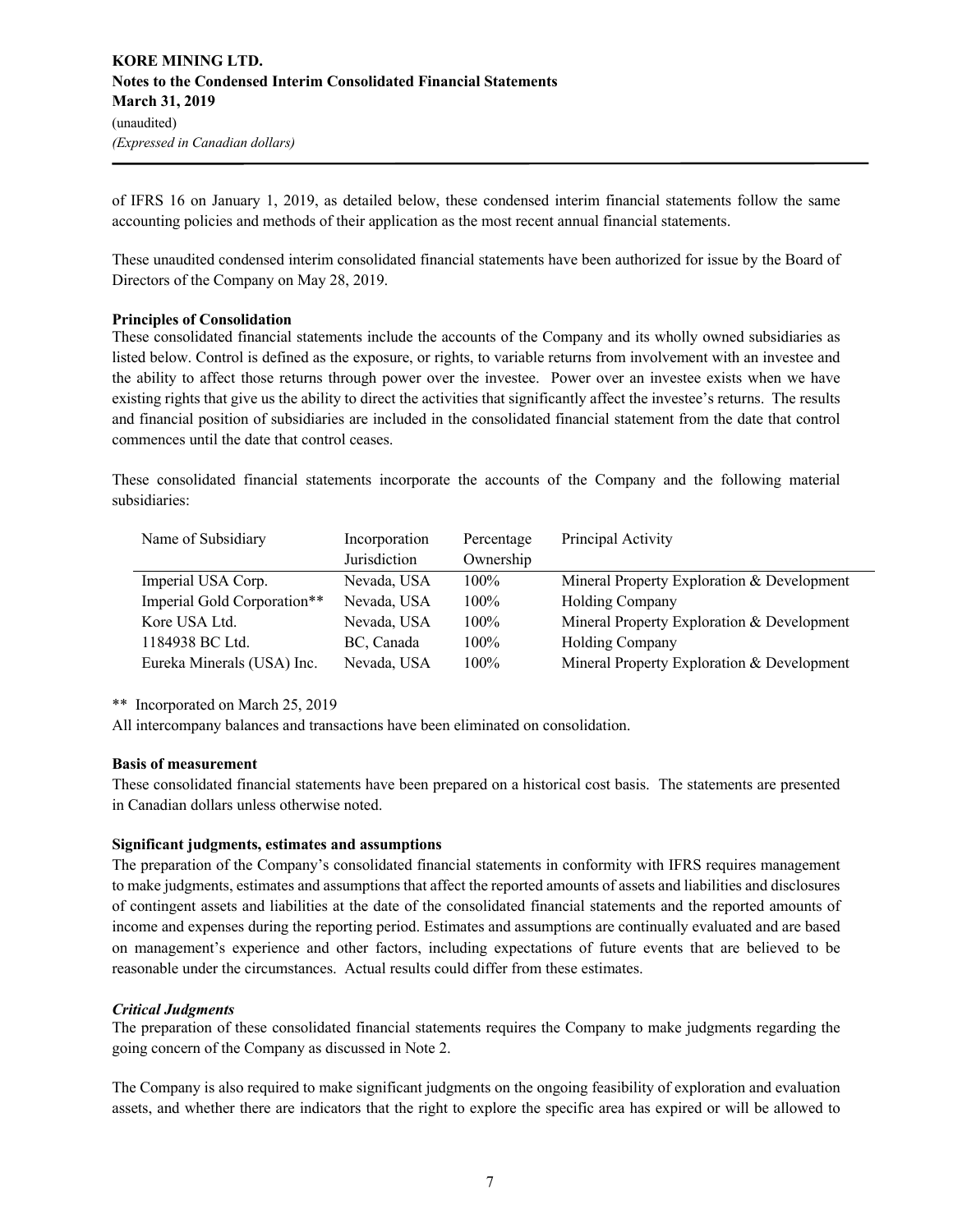of IFRS 16 on January 1, 2019, as detailed below, these condensed interim financial statements follow the same accounting policies and methods of their application as the most recent annual financial statements.

These unaudited condensed interim consolidated financial statements have been authorized for issue by the Board of Directors of the Company on May 28, 2019.

**Principles of Consolidation**

These consolidated financial statements include the accounts of the Company and its wholly owned subsidiaries as listed below. Control is defined as the exposure, or rights, to variable returns from involvement with an investee and the ability to affect those returns through power over the investee. Power over an investee exists when we have existing rights that give us the ability to direct the activities that significantly affect the investee's returns. The results and financial position of subsidiaries are included in the consolidated financial statement from the date that control commences until the date that control ceases.

These consolidated financial statements incorporate the accounts of the Company and the following material subsidiaries:

| Name of Subsidiary | Incorporation Jurisdiction | Percentage Ownership | Principal Activity |
|---|---|---|---|
| Imperial USA Corp. | Nevada, USA | 100% | Mineral Property Exploration & Development |
| Imperial Gold Corporation** | Nevada, USA | 100% | Holding Company |
| Kore USA Ltd. | Nevada, USA | 100% | Mineral Property Exploration & Development |
| 1184938 BC Ltd. | BC, Canada | 100% | Holding Company |
| Eureka Minerals (USA) Inc. | Nevada, USA | 100% | Mineral Property Exploration & Development |

** Incorporated on March 25, 2019

All intercompany balances and transactions have been eliminated on consolidation.

**Basis of measurement**

These consolidated financial statements have been prepared on a historical cost basis. The statements are presented in Canadian dollars unless otherwise noted.

**Significant judgments, estimates and assumptions**

The preparation of the Company's consolidated financial statements in conformity with IFRS requires management to make judgments, estimates and assumptions that affect the reported amounts of assets and liabilities and disclosures of contingent assets and liabilities at the date of the consolidated financial statements and the reported amounts of income and expenses during the reporting period. Estimates and assumptions are continually evaluated and are based on management's experience and other factors, including expectations of future events that are believed to be reasonable under the circumstances. Actual results could differ from these estimates.

***Critical Judgments***

The preparation of these consolidated financial statements requires the Company to make judgments regarding the going concern of the Company as discussed in Note 2.

The Company is also required to make significant judgments on the ongoing feasibility of exploration and evaluation assets, and whether there are indicators that the right to explore the specific area has expired or will be allowed to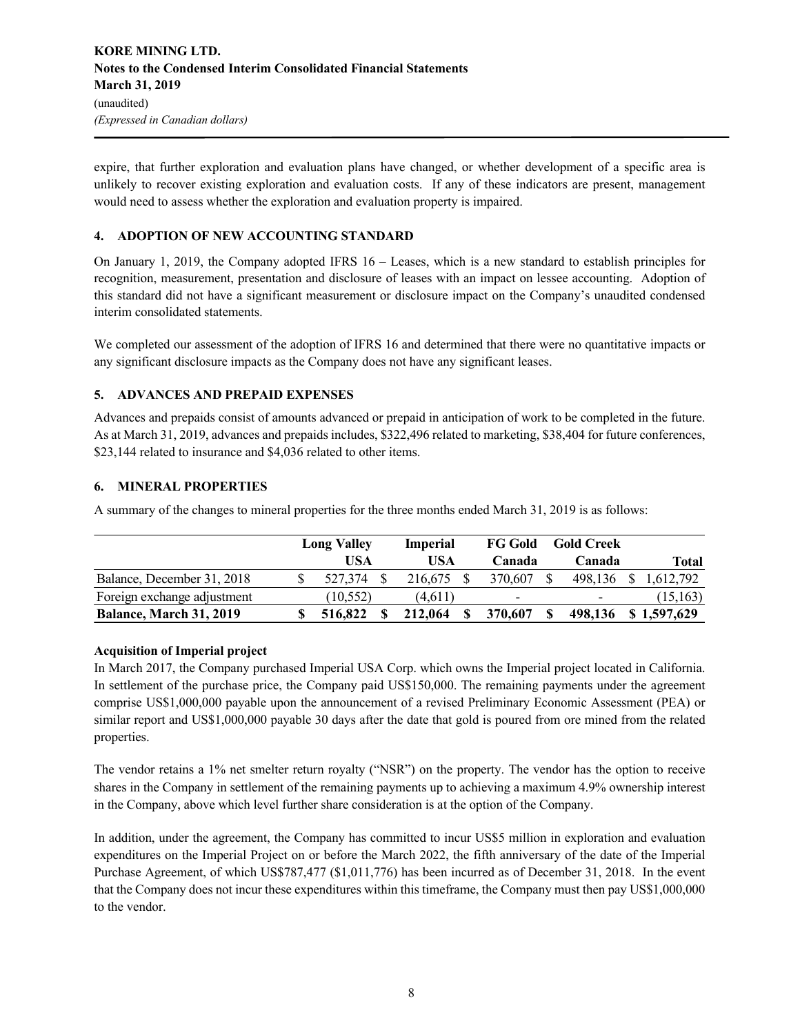expire, that further exploration and evaluation plans have changed, or whether development of a specific area is unlikely to recover existing exploration and evaluation costs. If any of these indicators are present, management would need to assess whether the exploration and evaluation property is impaired.

## 4. ADOPTION OF NEW ACCOUNTING STANDARD

On January 1, 2019, the Company adopted IFRS 16 – Leases, which is a new standard to establish principles for recognition, measurement, presentation and disclosure of leases with an impact on lessee accounting. Adoption of this standard did not have a significant measurement or disclosure impact on the Company's unaudited condensed interim consolidated statements.

We completed our assessment of the adoption of IFRS 16 and determined that there were no quantitative impacts or any significant disclosure impacts as the Company does not have any significant leases.

## 5. ADVANCES AND PREPAID EXPENSES

Advances and prepaids consist of amounts advanced or prepaid in anticipation of work to be completed in the future. As at March 31, 2019, advances and prepaids includes, $322,496 related to marketing, $38,404 for future conferences, $23,144 related to insurance and $4,036 related to other items.

## 6. MINERAL PROPERTIES

A summary of the changes to mineral properties for the three months ended March 31, 2019 is as follows:

| | Long Valley USA | Imperial USA | FG Gold Canada | Gold Creek Canada | Total |
|---|---|---|---|---|---|
| Balance, December 31, 2018 | $ 527,374 | $ 216,675 | $ 370,607 | $ 498,136 | $ 1,612,792 |
| Foreign exchange adjustment | (10,552) | (4,611) | - | - | (15,163) |
| **Balance, March 31, 2019** | **$ 516,822** | **$ 212,064** | **$ 370,607** | **$ 498,136** | **$ 1,597,629** |

**Acquisition of Imperial project**

In March 2017, the Company purchased Imperial USA Corp. which owns the Imperial project located in California. In settlement of the purchase price, the Company paid US$150,000. The remaining payments under the agreement comprise US$1,000,000 payable upon the announcement of a revised Preliminary Economic Assessment (PEA) or similar report and US$1,000,000 payable 30 days after the date that gold is poured from ore mined from the related properties.

The vendor retains a 1% net smelter return royalty ("NSR") on the property. The vendor has the option to receive shares in the Company in settlement of the remaining payments up to achieving a maximum 4.9% ownership interest in the Company, above which level further share consideration is at the option of the Company.

In addition, under the agreement, the Company has committed to incur US$5 million in exploration and evaluation expenditures on the Imperial Project on or before the March 2022, the fifth anniversary of the date of the Imperial Purchase Agreement, of which US$787,477 ($1,011,776) has been incurred as of December 31, 2018. In the event that the Company does not incur these expenditures within this timeframe, the Company must then pay US$1,000,000 to the vendor.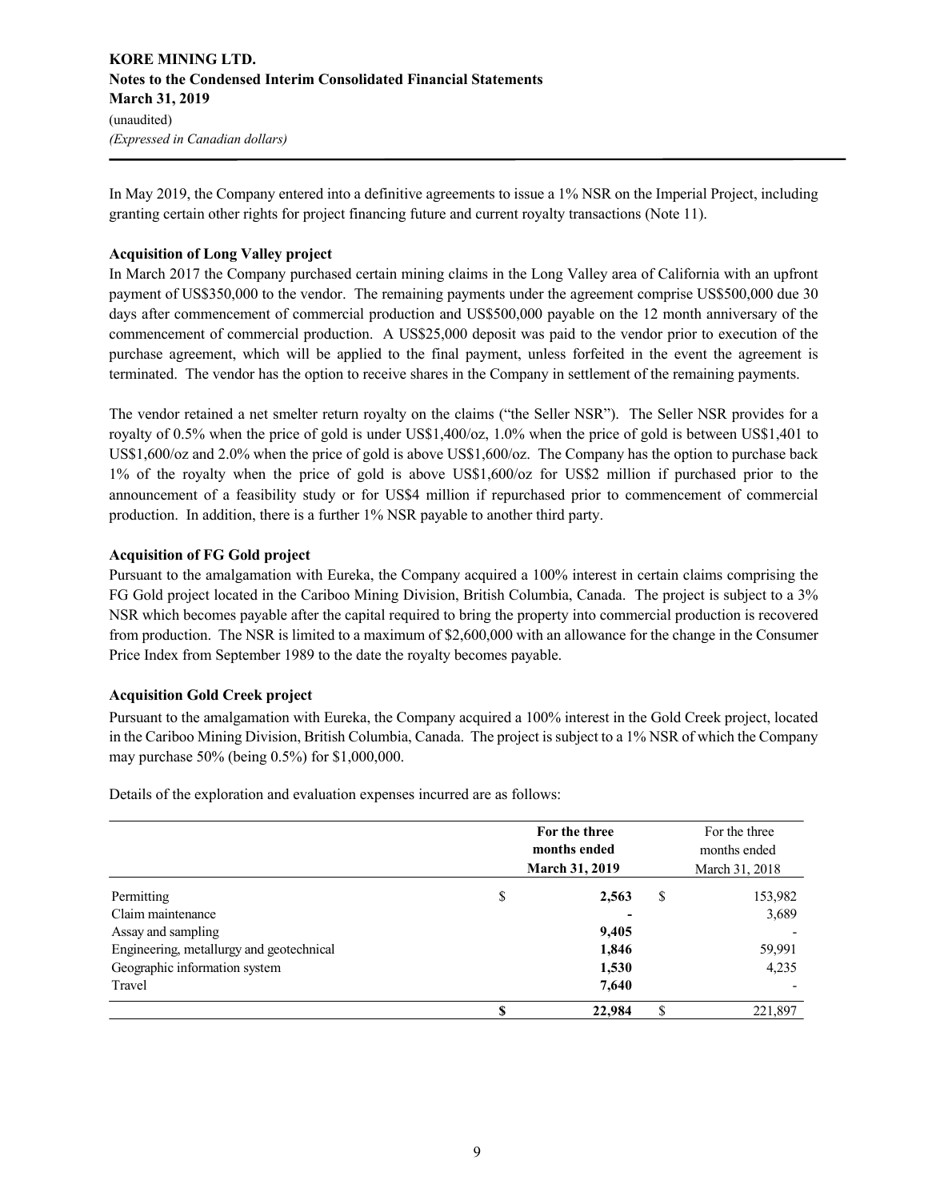In May 2019, the Company entered into a definitive agreements to issue a 1% NSR on the Imperial Project, including granting certain other rights for project financing future and current royalty transactions (Note 11).

**Acquisition of Long Valley project**

In March 2017 the Company purchased certain mining claims in the Long Valley area of California with an upfront payment of US$350,000 to the vendor. The remaining payments under the agreement comprise US$500,000 due 30 days after commencement of commercial production and US$500,000 payable on the 12 month anniversary of the commencement of commercial production. A US$25,000 deposit was paid to the vendor prior to execution of the purchase agreement, which will be applied to the final payment, unless forfeited in the event the agreement is terminated. The vendor has the option to receive shares in the Company in settlement of the remaining payments.

The vendor retained a net smelter return royalty on the claims ("the Seller NSR"). The Seller NSR provides for a royalty of 0.5% when the price of gold is under US$1,400/oz, 1.0% when the price of gold is between US$1,401 to US$1,600/oz and 2.0% when the price of gold is above US$1,600/oz. The Company has the option to purchase back 1% of the royalty when the price of gold is above US$1,600/oz for US$2 million if purchased prior to the announcement of a feasibility study or for US$4 million if repurchased prior to commencement of commercial production. In addition, there is a further 1% NSR payable to another third party.

**Acquisition of FG Gold project**

Pursuant to the amalgamation with Eureka, the Company acquired a 100% interest in certain claims comprising the FG Gold project located in the Cariboo Mining Division, British Columbia, Canada. The project is subject to a 3% NSR which becomes payable after the capital required to bring the property into commercial production is recovered from production. The NSR is limited to a maximum of $2,600,000 with an allowance for the change in the Consumer Price Index from September 1989 to the date the royalty becomes payable.

**Acquisition Gold Creek project**

Pursuant to the amalgamation with Eureka, the Company acquired a 100% interest in the Gold Creek project, located in the Cariboo Mining Division, British Columbia, Canada. The project is subject to a 1% NSR of which the Company may purchase 50% (being 0.5%) for $1,000,000.

Details of the exploration and evaluation expenses incurred are as follows:

| | **For the three months ended March 31, 2019** | For the three months ended March 31, 2018 |
|---|---|---|
| Permitting | **$ 2,563** | $ 153,982 |
| Claim maintenance | **-** | 3,689 |
| Assay and sampling | **9,405** | - |
| Engineering, metallurgy and geotechnical | **1,846** | 59,991 |
| Geographic information system | **1,530** | 4,235 |
| Travel | **7,640** | - |
| | **$ 22,984** | $ 221,897 |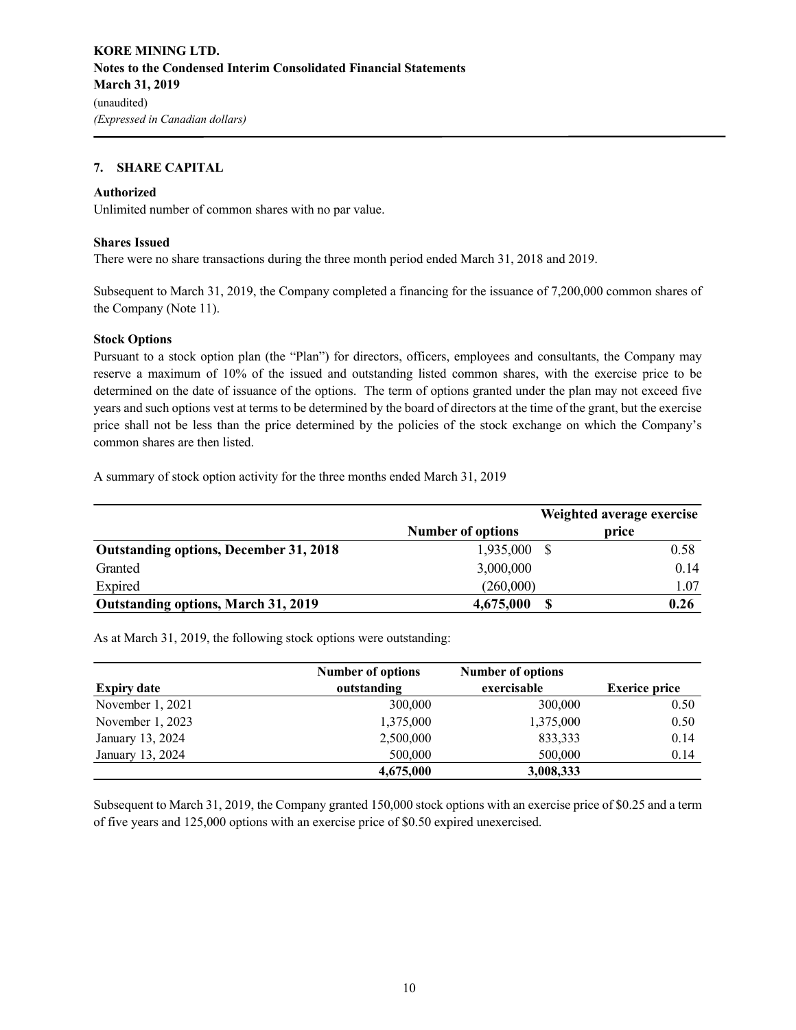**KORE MINING LTD.**
**Notes to the Condensed Interim Consolidated Financial Statements**
**March 31, 2019**
(unaudited)
*(Expressed in Canadian dollars)*

## 7. SHARE CAPITAL

**Authorized**

Unlimited number of common shares with no par value.

**Shares Issued**

There were no share transactions during the three month period ended March 31, 2018 and 2019.

Subsequent to March 31, 2019, the Company completed a financing for the issuance of 7,200,000 common shares of the Company (Note 11).

**Stock Options**

Pursuant to a stock option plan (the "Plan") for directors, officers, employees and consultants, the Company may reserve a maximum of 10% of the issued and outstanding listed common shares, with the exercise price to be determined on the date of issuance of the options. The term of options granted under the plan may not exceed five years and such options vest at terms to be determined by the board of directors at the time of the grant, but the exercise price shall not be less than the price determined by the policies of the stock exchange on which the Company's common shares are then listed.

A summary of stock option activity for the three months ended March 31, 2019

| | Number of options | Weighted average exercise price |
|---|---|---|
| **Outstanding options, December 31, 2018** | 1,935,000 | $ 0.58 |
| Granted | 3,000,000 | 0.14 |
| Expired | (260,000) | 1.07 |
| **Outstanding options, March 31, 2019** | **4,675,000** | **$ 0.26** |

As at March 31, 2019, the following stock options were outstanding:

| Expiry date | Number of options outstanding | Number of options exercisable | Exerice price |
|---|---|---|---|
| November 1, 2021 | 300,000 | 300,000 | 0.50 |
| November 1, 2023 | 1,375,000 | 1,375,000 | 0.50 |
| January 13, 2024 | 2,500,000 | 833,333 | 0.14 |
| January 13, 2024 | 500,000 | 500,000 | 0.14 |
| | **4,675,000** | **3,008,333** | |

Subsequent to March 31, 2019, the Company granted 150,000 stock options with an exercise price of $0.25 and a term of five years and 125,000 options with an exercise price of $0.50 expired unexercised.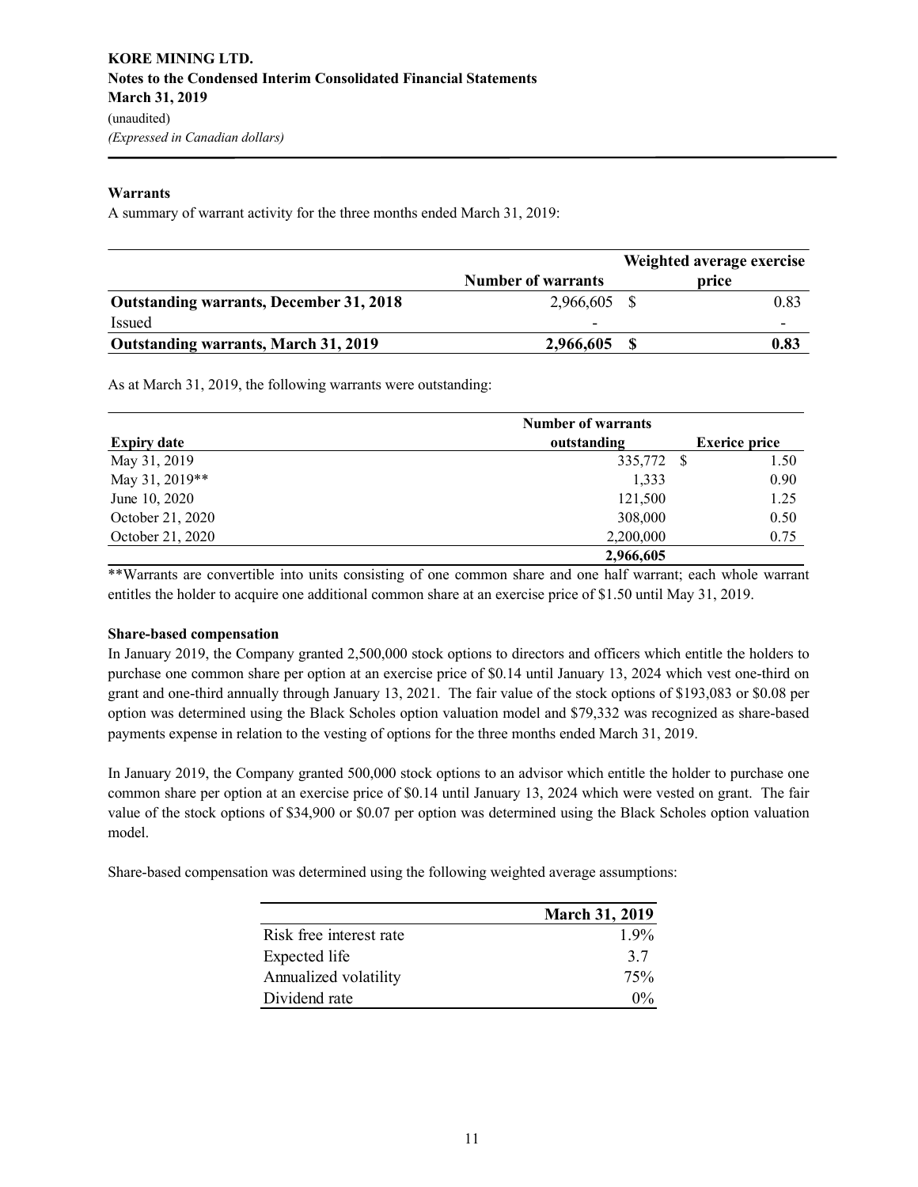**KORE MINING LTD.**
**Notes to the Condensed Interim Consolidated Financial Statements**
**March 31, 2019**
(unaudited)
*(Expressed in Canadian dollars)*

**Warrants**

A summary of warrant activity for the three months ended March 31, 2019:

| | Number of warrants | Weighted average exercise price |
|---|---|---|
| **Outstanding warrants, December 31, 2018** | 2,966,605 | $ 0.83 |
| Issued | - | - |
| **Outstanding warrants, March 31, 2019** | **2,966,605** | **$ 0.83** |

As at March 31, 2019, the following warrants were outstanding:

| Expiry date | Number of warrants outstanding | Exerice price |
|---|---|---|
| May 31, 2019 | 335,772 | $ 1.50 |
| May 31, 2019** | 1,333 | 0.90 |
| June 10, 2020 | 121,500 | 1.25 |
| October 21, 2020 | 308,000 | 0.50 |
| October 21, 2020 | 2,200,000 | 0.75 |
| | **2,966,605** | |

**Warrants are convertible into units consisting of one common share and one half warrant; each whole warrant entitles the holder to acquire one additional common share at an exercise price of $1.50 until May 31, 2019.

**Share-based compensation**

In January 2019, the Company granted 2,500,000 stock options to directors and officers which entitle the holders to purchase one common share per option at an exercise price of $0.14 until January 13, 2024 which vest one-third on grant and one-third annually through January 13, 2021. The fair value of the stock options of $193,083 or $0.08 per option was determined using the Black Scholes option valuation model and $79,332 was recognized as share-based payments expense in relation to the vesting of options for the three months ended March 31, 2019.

In January 2019, the Company granted 500,000 stock options to an advisor which entitle the holder to purchase one common share per option at an exercise price of $0.14 until January 13, 2024 which were vested on grant. The fair value of the stock options of $34,900 or $0.07 per option was determined using the Black Scholes option valuation model.

Share-based compensation was determined using the following weighted average assumptions:

| | March 31, 2019 |
|---|---|
| Risk free interest rate | 1.9% |
| Expected life | 3.7 |
| Annualized volatility | 75% |
| Dividend rate | 0% |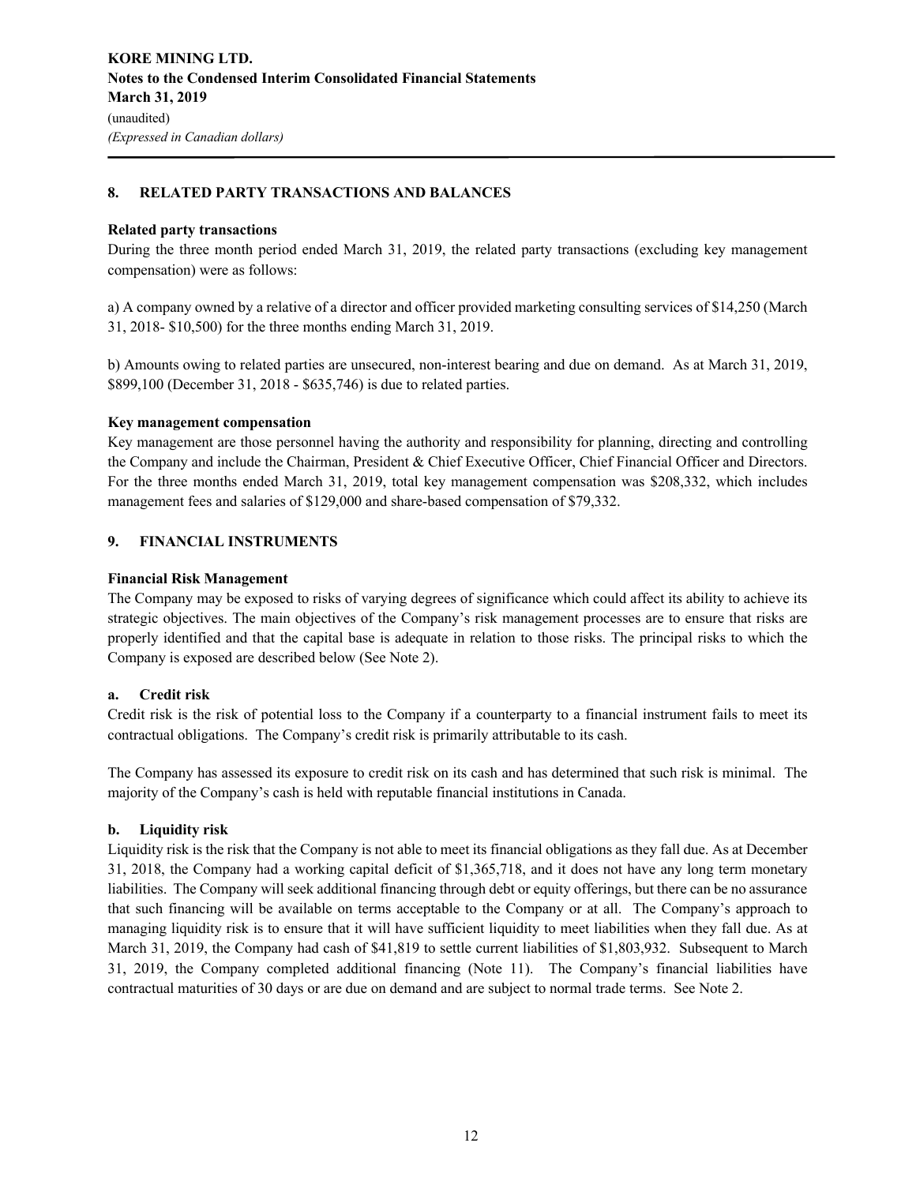## 8. RELATED PARTY TRANSACTIONS AND BALANCES

### Related party transactions

During the three month period ended March 31, 2019, the related party transactions (excluding key management compensation) were as follows:

a) A company owned by a relative of a director and officer provided marketing consulting services of $14,250 (March 31, 2018- $10,500) for the three months ending March 31, 2019.

b) Amounts owing to related parties are unsecured, non-interest bearing and due on demand. As at March 31, 2019, $899,100 (December 31, 2018 - $635,746) is due to related parties.

### Key management compensation

Key management are those personnel having the authority and responsibility for planning, directing and controlling the Company and include the Chairman, President & Chief Executive Officer, Chief Financial Officer and Directors. For the three months ended March 31, 2019, total key management compensation was $208,332, which includes management fees and salaries of $129,000 and share-based compensation of $79,332.

## 9. FINANCIAL INSTRUMENTS

### Financial Risk Management

The Company may be exposed to risks of varying degrees of significance which could affect its ability to achieve its strategic objectives. The main objectives of the Company's risk management processes are to ensure that risks are properly identified and that the capital base is adequate in relation to those risks. The principal risks to which the Company is exposed are described below (See Note 2).

### a. Credit risk

Credit risk is the risk of potential loss to the Company if a counterparty to a financial instrument fails to meet its contractual obligations. The Company's credit risk is primarily attributable to its cash.

The Company has assessed its exposure to credit risk on its cash and has determined that such risk is minimal. The majority of the Company's cash is held with reputable financial institutions in Canada.

### b. Liquidity risk

Liquidity risk is the risk that the Company is not able to meet its financial obligations as they fall due. As at December 31, 2018, the Company had a working capital deficit of $1,365,718, and it does not have any long term monetary liabilities. The Company will seek additional financing through debt or equity offerings, but there can be no assurance that such financing will be available on terms acceptable to the Company or at all. The Company's approach to managing liquidity risk is to ensure that it will have sufficient liquidity to meet liabilities when they fall due. As at March 31, 2019, the Company had cash of $41,819 to settle current liabilities of $1,803,932. Subsequent to March 31, 2019, the Company completed additional financing (Note 11). The Company's financial liabilities have contractual maturities of 30 days or are due on demand and are subject to normal trade terms. See Note 2.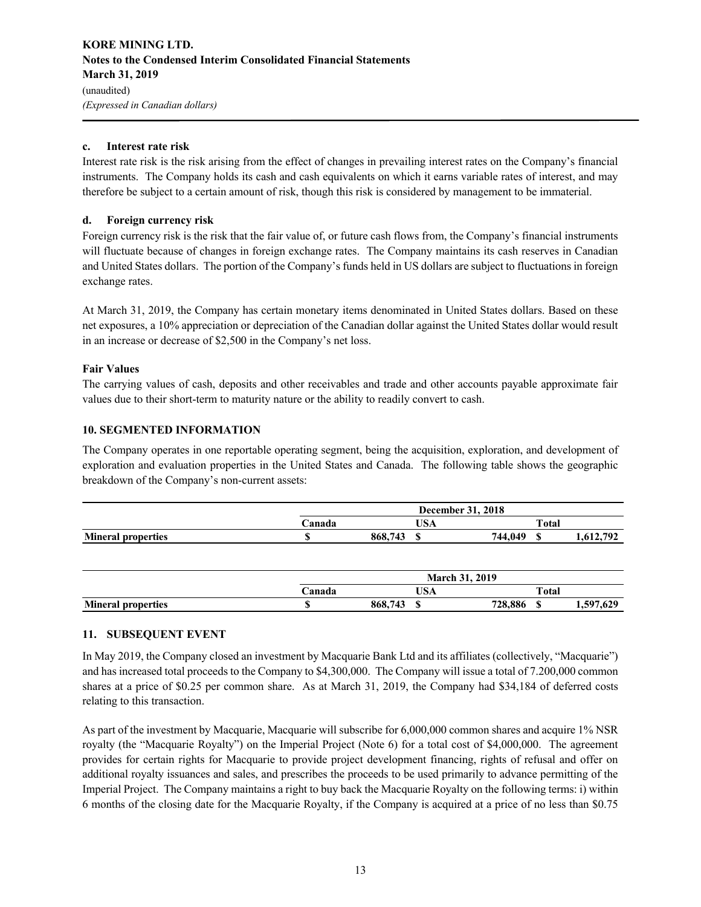#### c. Interest rate risk

Interest rate risk is the risk arising from the effect of changes in prevailing interest rates on the Company's financial instruments. The Company holds its cash and cash equivalents on which it earns variable rates of interest, and may therefore be subject to a certain amount of risk, though this risk is considered by management to be immaterial.

#### d. Foreign currency risk

Foreign currency risk is the risk that the fair value of, or future cash flows from, the Company's financial instruments will fluctuate because of changes in foreign exchange rates. The Company maintains its cash reserves in Canadian and United States dollars. The portion of the Company's funds held in US dollars are subject to fluctuations in foreign exchange rates.

At March 31, 2019, the Company has certain monetary items denominated in United States dollars. Based on these net exposures, a 10% appreciation or depreciation of the Canadian dollar against the United States dollar would result in an increase or decrease of $2,500 in the Company's net loss.

#### Fair Values

The carrying values of cash, deposits and other receivables and trade and other accounts payable approximate fair values due to their short-term to maturity nature or the ability to readily convert to cash.

## 10. SEGMENTED INFORMATION

The Company operates in one reportable operating segment, being the acquisition, exploration, and development of exploration and evaluation properties in the United States and Canada. The following table shows the geographic breakdown of the Company's non-current assets:

| | December 31, 2018 | | |
|---|---|---|---|
| | Canada | USA | Total |
| **Mineral properties** | $ 868,743 | $ 744,049 | $ 1,612,792 |

| | March 31, 2019 | | |
|---|---|---|---|
| | Canada | USA | Total |
| **Mineral properties** | $ 868,743 | $ 728,886 | $ 1,597,629 |

## 11. SUBSEQUENT EVENT

In May 2019, the Company closed an investment by Macquarie Bank Ltd and its affiliates (collectively, "Macquarie") and has increased total proceeds to the Company to $4,300,000. The Company will issue a total of 7.200,000 common shares at a price of $0.25 per common share. As at March 31, 2019, the Company had $34,184 of deferred costs relating to this transaction.

As part of the investment by Macquarie, Macquarie will subscribe for 6,000,000 common shares and acquire 1% NSR royalty (the "Macquarie Royalty") on the Imperial Project (Note 6) for a total cost of $4,000,000. The agreement provides for certain rights for Macquarie to provide project development financing, rights of refusal and offer on additional royalty issuances and sales, and prescribes the proceeds to be used primarily to advance permitting of the Imperial Project. The Company maintains a right to buy back the Macquarie Royalty on the following terms: i) within 6 months of the closing date for the Macquarie Royalty, if the Company is acquired at a price of no less than $0.75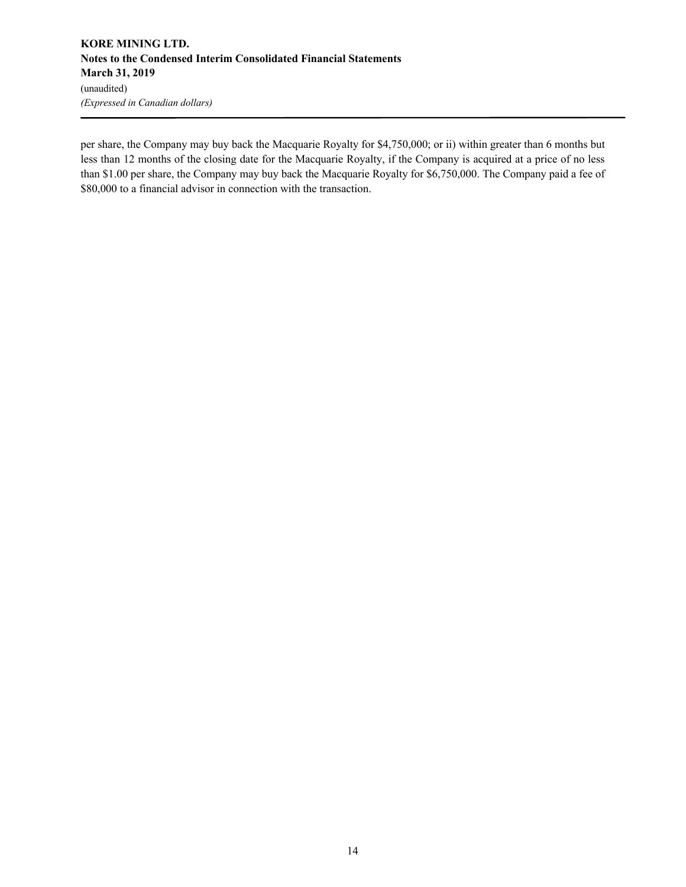per share, the Company may buy back the Macquarie Royalty for $4,750,000; or ii) within greater than 6 months but less than 12 months of the closing date for the Macquarie Royalty, if the Company is acquired at a price of no less than $1.00 per share, the Company may buy back the Macquarie Royalty for $6,750,000. The Company paid a fee of $80,000 to a financial advisor in connection with the transaction.